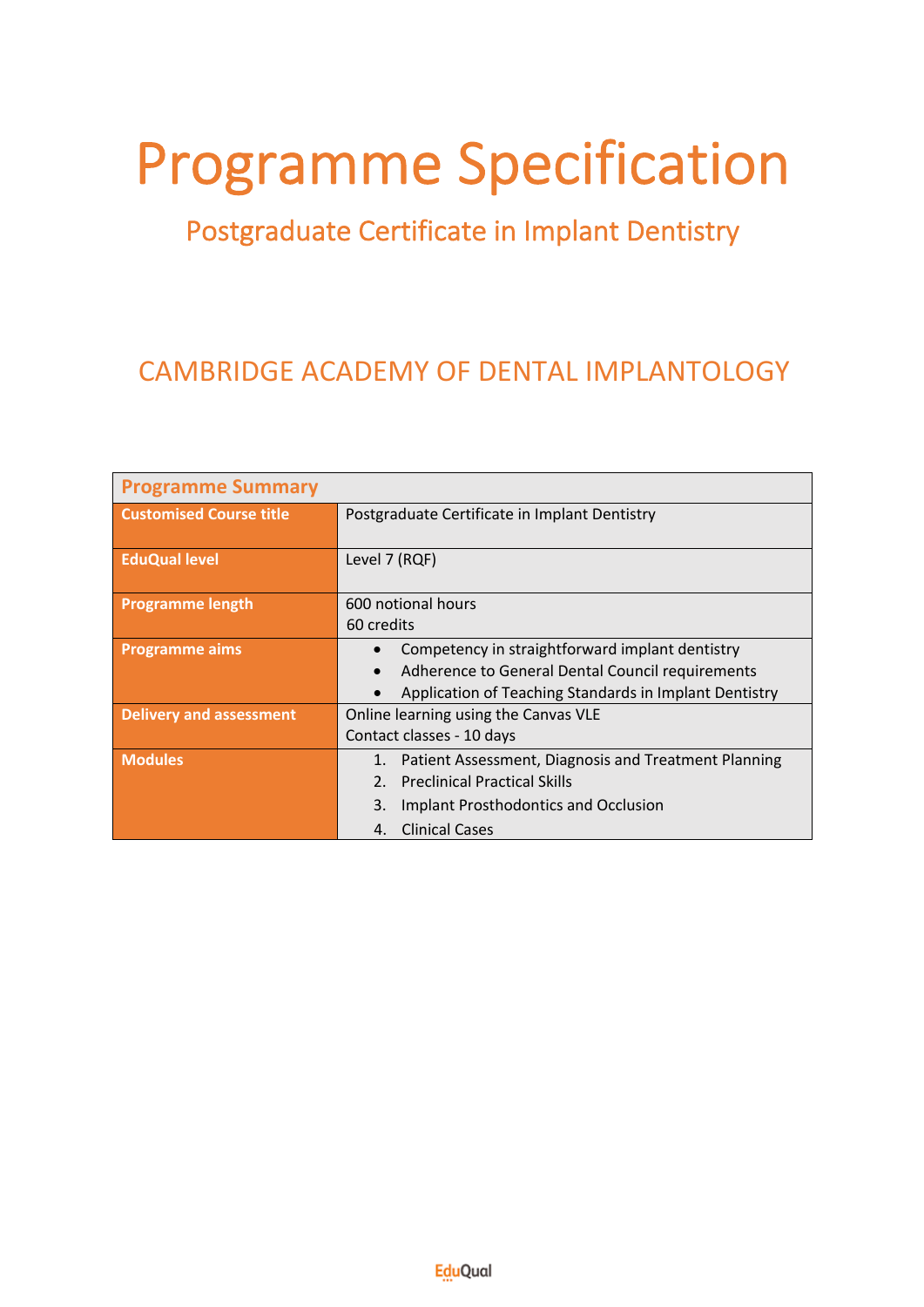# Programme Specification

## Postgraduate Certificate in Implant Dentistry

## CAMBRIDGE ACADEMY OF DENTAL IMPLANTOLOGY

| Programme Summary | |
|---|---|
| **Customised Course title** | Postgraduate Certificate in Implant Dentistry |
| **EduQual level** | Level 7 (RQF) |
| **Programme length** | 600 notional hours<br>60 credits |
| **Programme aims** | • Competency in straightforward implant dentistry<br>• Adherence to General Dental Council requirements<br>• Application of Teaching Standards in Implant Dentistry |
| **Delivery and assessment** | Online learning using the Canvas VLE<br>Contact classes - 10 days |
| **Modules** | 1. Patient Assessment, Diagnosis and Treatment Planning<br>2. Preclinical Practical Skills<br>3. Implant Prosthodontics and Occlusion<br>4. Clinical Cases |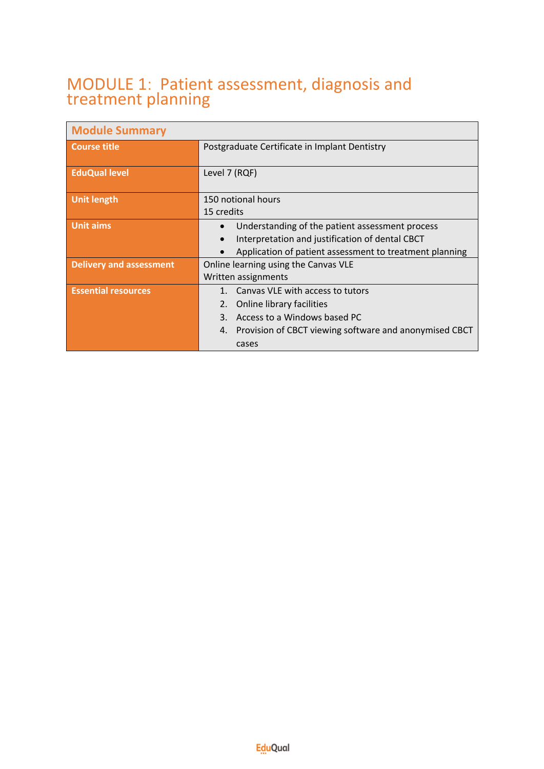# MODULE 1: Patient assessment, diagnosis and treatment planning

| Module Summary | |
|---|---|
| **Course title** | Postgraduate Certificate in Implant Dentistry |
| **EduQual level** | Level 7 (RQF) |
| **Unit length** | 150 notional hours<br>15 credits |
| **Unit aims** | • Understanding of the patient assessment process<br>• Interpretation and justification of dental CBCT<br>• Application of patient assessment to treatment planning |
| **Delivery and assessment** | Online learning using the Canvas VLE<br>Written assignments |
| **Essential resources** | 1. Canvas VLE with access to tutors<br>2. Online library facilities<br>3. Access to a Windows based PC<br>4. Provision of CBCT viewing software and anonymised CBCT cases |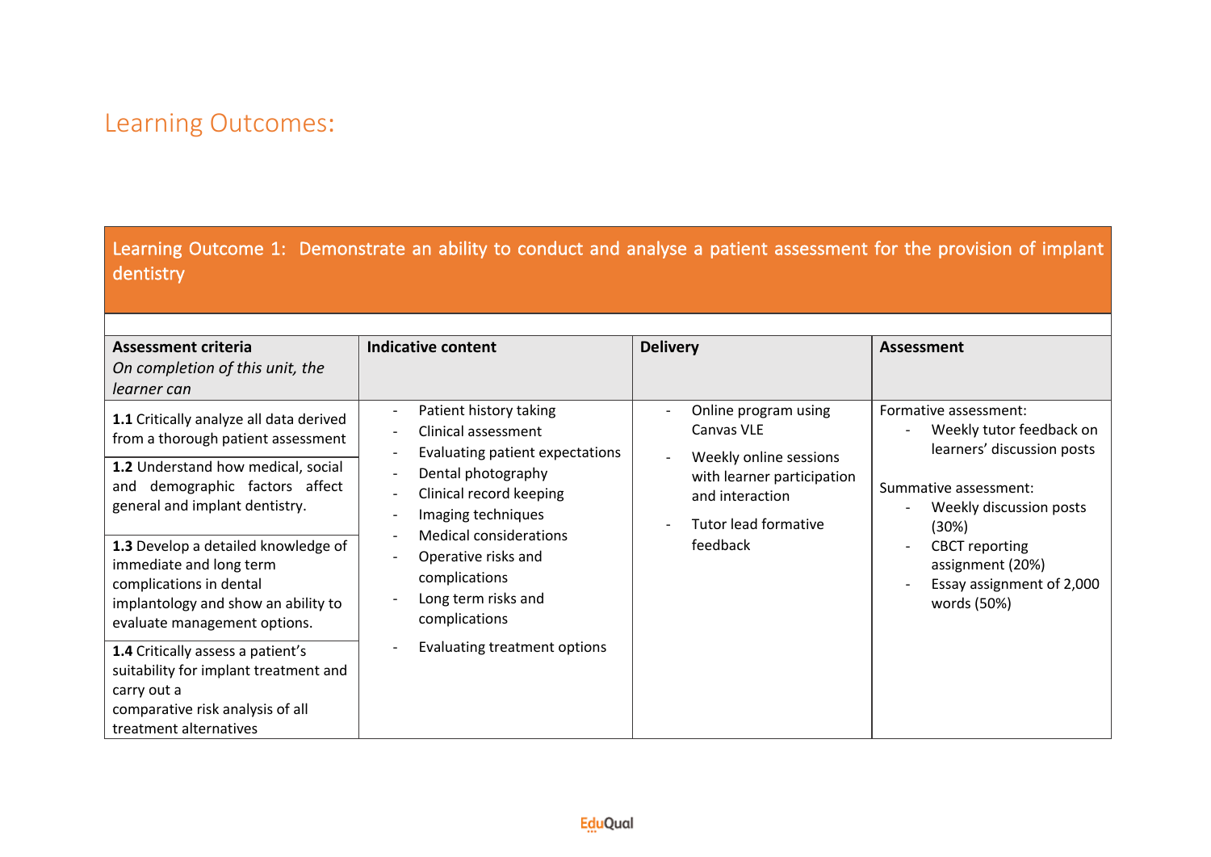# Learning Outcomes:

| Learning Outcome 1: Demonstrate an ability to conduct and analyse a patient assessment for the provision of implant dentistry | | | |
|---|---|---|---|
| **Assessment criteria**<br>*On completion of this unit, the learner can* | **Indicative content** | **Delivery** | **Assessment** |
| **1.1** Critically analyze all data derived from a thorough patient assessment<br><br>**1.2** Understand how medical, social and demographic factors affect general and implant dentistry.<br><br>**1.3** Develop a detailed knowledge of immediate and long term complications in dental implantology and show an ability to evaluate management options.<br><br>**1.4** Critically assess a patient's suitability for implant treatment and carry out a comparative risk analysis of all treatment alternatives | - Patient history taking<br>- Clinical assessment<br>- Evaluating patient expectations<br>- Dental photography<br>- Clinical record keeping<br>- Imaging techniques<br>- Medical considerations<br>- Operative risks and complications<br>- Long term risks and complications<br>- Evaluating treatment options | - Online program using Canvas VLE<br>- Weekly online sessions with learner participation and interaction<br>- Tutor lead formative feedback | Formative assessment:<br>- Weekly tutor feedback on learners' discussion posts<br><br>Summative assessment:<br>- Weekly discussion posts (30%)<br>- CBCT reporting assignment (20%)<br>- Essay assignment of 2,000 words (50%) |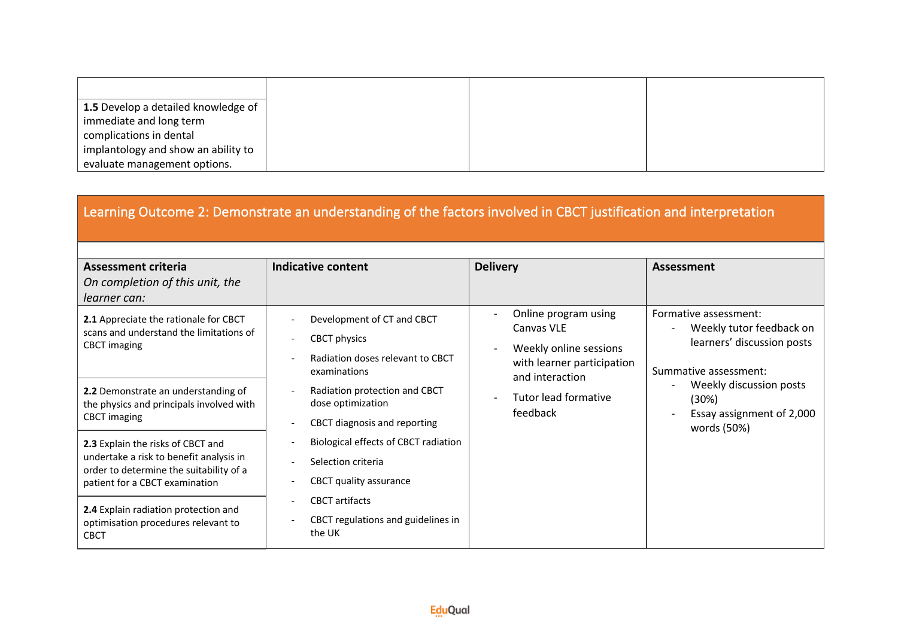| | | | |
|---|---|---|---|
| **1.5** Develop a detailed knowledge of immediate and long term complications in dental implantology and show an ability to evaluate management options. | | | |

## Learning Outcome 2: Demonstrate an understanding of the factors involved in CBCT justification and interpretation

| **Assessment criteria** *On completion of this unit, the learner can:* | **Indicative content** | **Delivery** | **Assessment** |
|---|---|---|---|
| **2.1** Appreciate the rationale for CBCT scans and understand the limitations of CBCT imaging | - Development of CT and CBCT<br>- CBCT physics<br>- Radiation doses relevant to CBCT examinations<br>- Radiation protection and CBCT dose optimization<br>- CBCT diagnosis and reporting<br>- Biological effects of CBCT radiation<br>- Selection criteria<br>- CBCT quality assurance<br>- CBCT artifacts<br>- CBCT regulations and guidelines in the UK | - Online program using Canvas VLE<br>- Weekly online sessions with learner participation and interaction<br>- Tutor lead formative feedback | Formative assessment:<br>- Weekly tutor feedback on learners' discussion posts<br><br>Summative assessment:<br>- Weekly discussion posts (30%)<br>- Essay assignment of 2,000 words (50%) |
| **2.2** Demonstrate an understanding of the physics and principals involved with CBCT imaging | | | |
| **2.3** Explain the risks of CBCT and undertake a risk to benefit analysis in order to determine the suitability of a patient for a CBCT examination | | | |
| **2.4** Explain radiation protection and optimisation procedures relevant to CBCT | | | |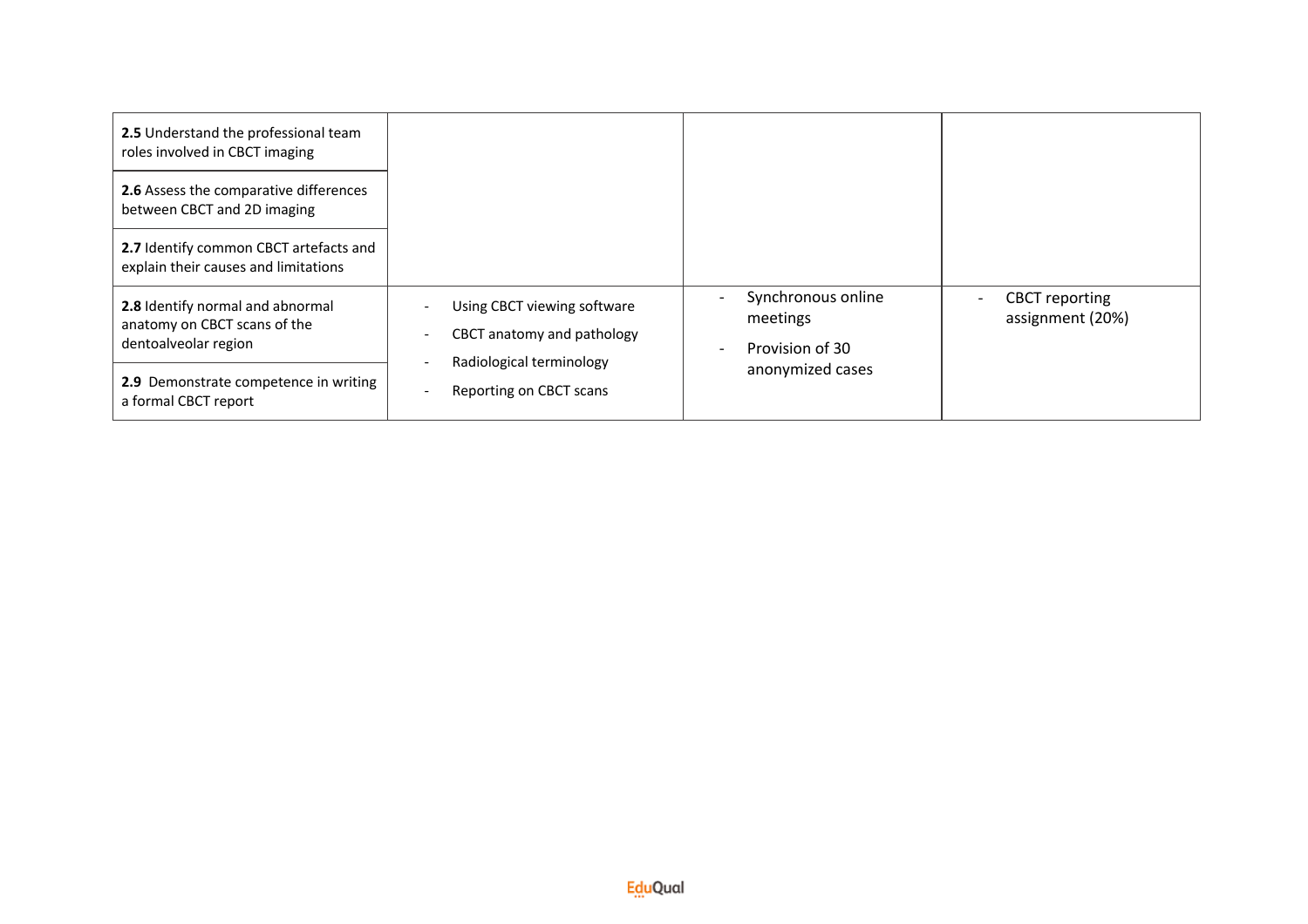| | | | |
|---|---|---|---|
| **2.5** Understand the professional team roles involved in CBCT imaging | | | |
| **2.6** Assess the comparative differences between CBCT and 2D imaging | | | |
| **2.7** Identify common CBCT artefacts and explain their causes and limitations | | | |
| **2.8** Identify normal and abnormal anatomy on CBCT scans of the dentoalveolar region | - Using CBCT viewing software<br>- CBCT anatomy and pathology<br>- Radiological terminology<br>- Reporting on CBCT scans | - Synchronous online meetings<br>- Provision of 30 anonymized cases | - CBCT reporting assignment (20%) |
| **2.9** Demonstrate competence in writing a formal CBCT report | | | |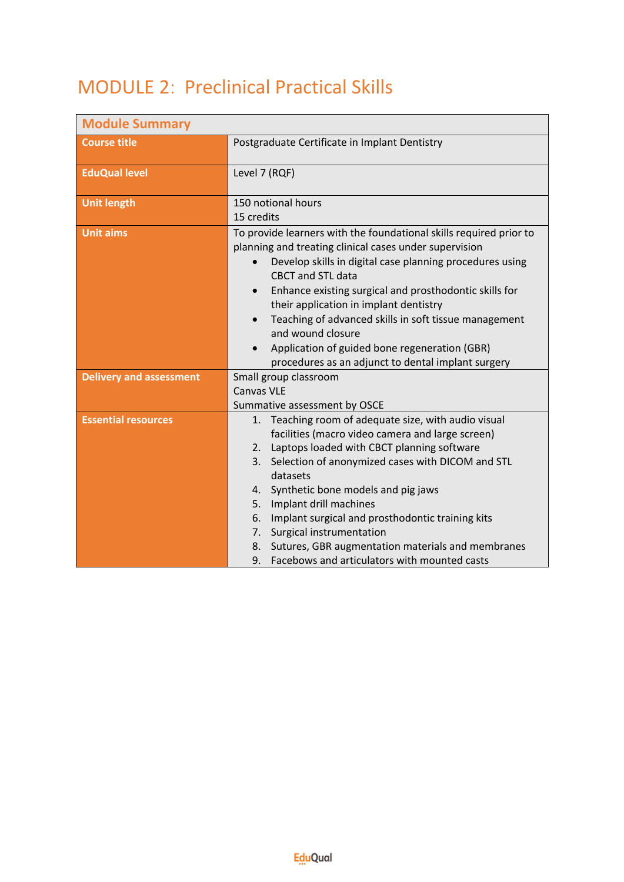# MODULE 2: Preclinical Practical Skills

| Module Summary | |
|---|---|
| **Course title** | Postgraduate Certificate in Implant Dentistry |
| **EduQual level** | Level 7 (RQF) |
| **Unit length** | 150 notional hours<br>15 credits |
| **Unit aims** | To provide learners with the foundational skills required prior to planning and treating clinical cases under supervision<br>• Develop skills in digital case planning procedures using CBCT and STL data<br>• Enhance existing surgical and prosthodontic skills for their application in implant dentistry<br>• Teaching of advanced skills in soft tissue management and wound closure<br>• Application of guided bone regeneration (GBR) procedures as an adjunct to dental implant surgery |
| **Delivery and assessment** | Small group classroom<br>Canvas VLE<br>Summative assessment by OSCE |
| **Essential resources** | 1. Teaching room of adequate size, with audio visual facilities (macro video camera and large screen)<br>2. Laptops loaded with CBCT planning software<br>3. Selection of anonymized cases with DICOM and STL datasets<br>4. Synthetic bone models and pig jaws<br>5. Implant drill machines<br>6. Implant surgical and prosthodontic training kits<br>7. Surgical instrumentation<br>8. Sutures, GBR augmentation materials and membranes<br>9. Facebows and articulators with mounted casts |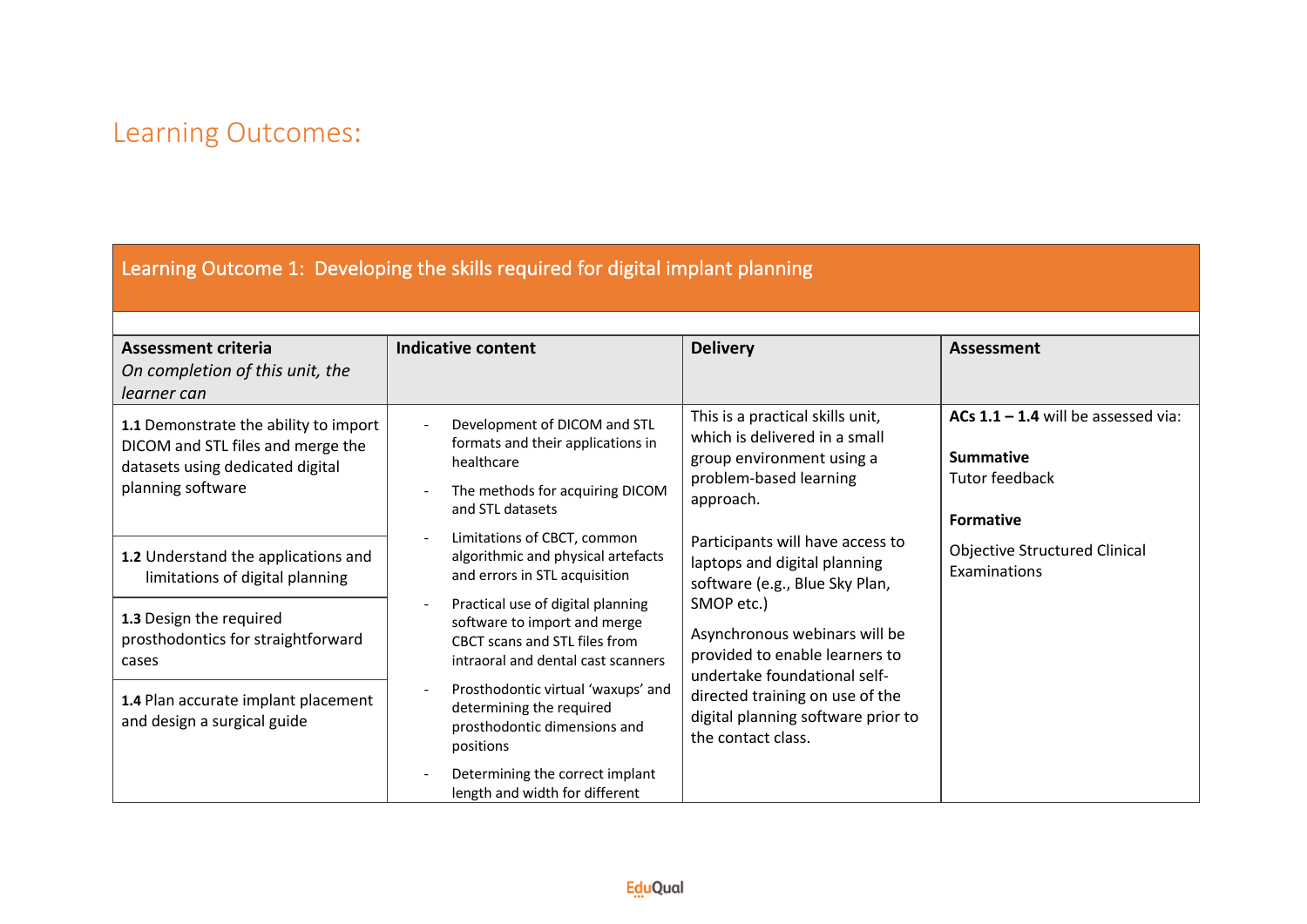## Learning Outcomes:

| Learning Outcome 1: Developing the skills required for digital implant planning | | | |
|---|---|---|---|
| **Assessment criteria**<br>*On completion of this unit, the learner can* | **Indicative content** | **Delivery** | **Assessment** |
| **1.1** Demonstrate the ability to import DICOM and STL files and merge the datasets using dedicated digital planning software<br><br>**1.2** Understand the applications and limitations of digital planning<br><br>**1.3** Design the required prosthodontics for straightforward cases<br><br>**1.4** Plan accurate implant placement and design a surgical guide | - Development of DICOM and STL formats and their applications in healthcare<br>- The methods for acquiring DICOM and STL datasets<br>- Limitations of CBCT, common algorithmic and physical artefacts and errors in STL acquisition<br>- Practical use of digital planning software to import and merge CBCT scans and STL files from intraoral and dental cast scanners<br>- Prosthodontic virtual 'waxups' and determining the required prosthodontic dimensions and positions<br>- Determining the correct implant length and width for different | This is a practical skills unit, which is delivered in a small group environment using a problem-based learning approach.<br><br>Participants will have access to laptops and digital planning software (e.g., Blue Sky Plan, SMOP etc.)<br><br>Asynchronous webinars will be provided to enable learners to undertake foundational self-directed training on use of the digital planning software prior to the contact class. | **ACs 1.1 – 1.4** will be assessed via:<br><br>**Summative**<br>Tutor feedback<br><br>**Formative**<br>Objective Structured Clinical Examinations |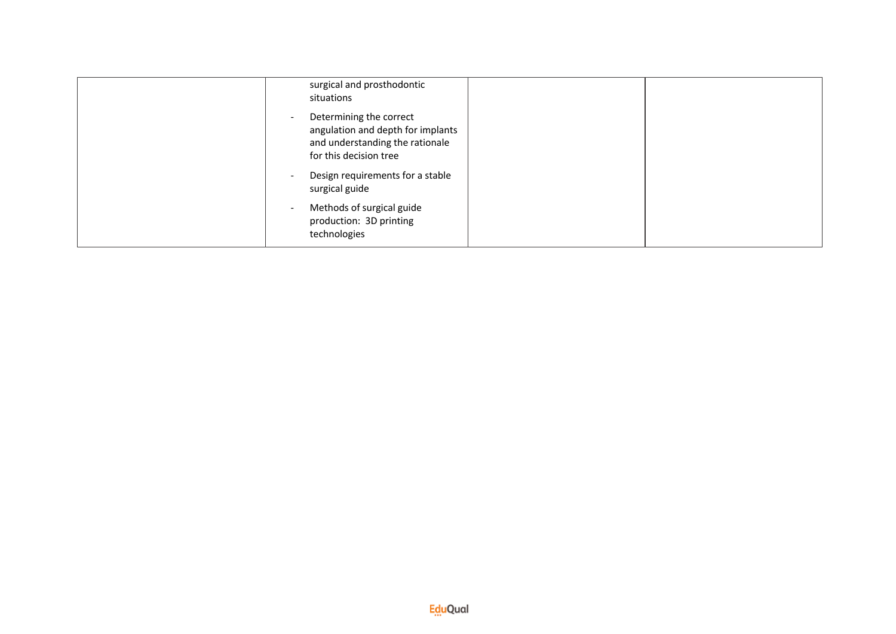| | | | |
|---|---|---|---|
| | surgical and prosthodontic situations<br>- Determining the correct angulation and depth for implants and understanding the rationale for this decision tree<br>- Design requirements for a stable surgical guide<br>- Methods of surgical guide production: 3D printing technologies | | |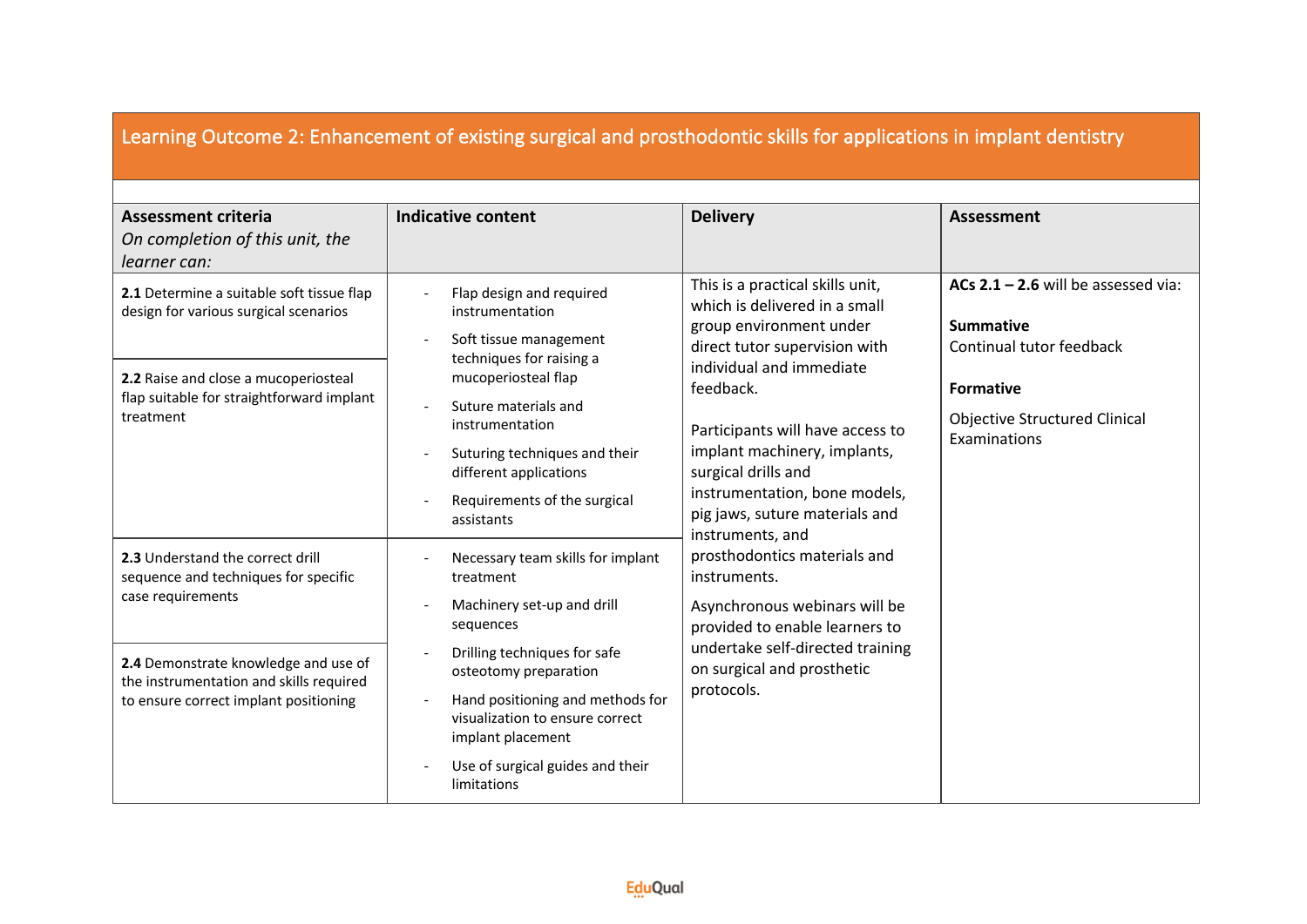## Learning Outcome 2: Enhancement of existing surgical and prosthodontic skills for applications in implant dentistry

| **Assessment criteria** *On completion of this unit, the learner can:* | **Indicative content** | **Delivery** | **Assessment** |
|---|---|---|---|
| **2.1** Determine a suitable soft tissue flap design for various surgical scenarios<br><br>**2.2** Raise and close a mucoperiosteal flap suitable for straightforward implant treatment | - Flap design and required instrumentation<br>- Soft tissue management techniques for raising a mucoperiosteal flap<br>- Suture materials and instrumentation<br>- Suturing techniques and their different applications<br>- Requirements of the surgical assistants | This is a practical skills unit, which is delivered in a small group environment under direct tutor supervision with individual and immediate feedback.<br><br>Participants will have access to implant machinery, implants, surgical drills and instrumentation, bone models, pig jaws, suture materials and instruments, and prosthodontics materials and instruments.<br><br>Asynchronous webinars will be provided to enable learners to undertake self-directed training on surgical and prosthetic protocols. | **ACs 2.1 – 2.6** will be assessed via:<br><br>**Summative**<br>Continual tutor feedback<br><br>**Formative**<br>Objective Structured Clinical Examinations |
| **2.3** Understand the correct drill sequence and techniques for specific case requirements<br><br>**2.4** Demonstrate knowledge and use of the instrumentation and skills required to ensure correct implant positioning | - Necessary team skills for implant treatment<br>- Machinery set-up and drill sequences<br>- Drilling techniques for safe osteotomy preparation<br>- Hand positioning and methods for visualization to ensure correct implant placement<br>- Use of surgical guides and their limitations | | |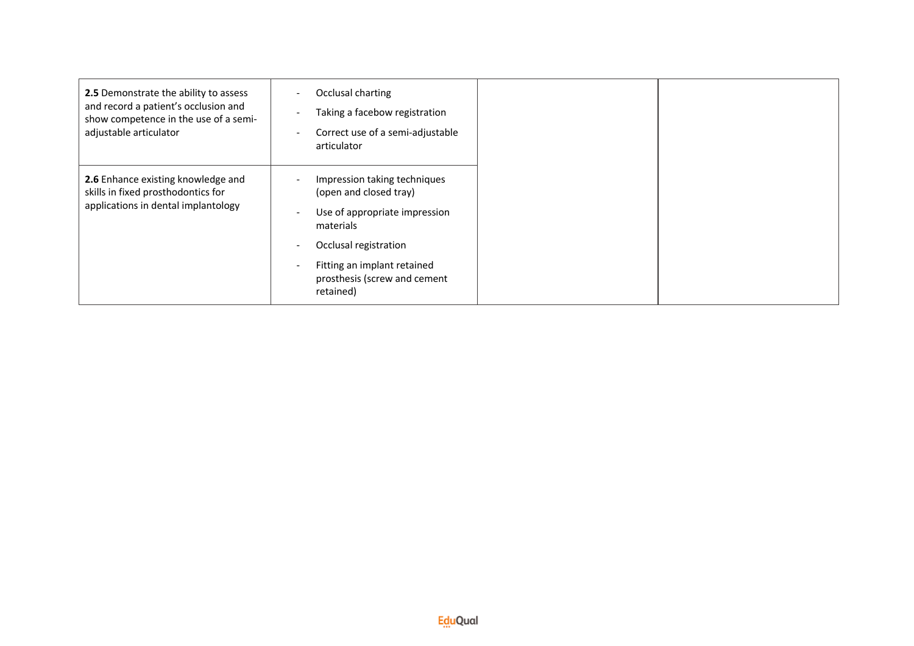| | | | |
|---|---|---|---|
| **2.5** Demonstrate the ability to assess and record a patient's occlusion and show competence in the use of a semi-adjustable articulator | - Occlusal charting<br>- Taking a facebow registration<br>- Correct use of a semi-adjustable articulator | | |
| **2.6** Enhance existing knowledge and skills in fixed prosthodontics for applications in dental implantology | - Impression taking techniques (open and closed tray)<br>- Use of appropriate impression materials<br>- Occlusal registration<br>- Fitting an implant retained prosthesis (screw and cement retained) | | |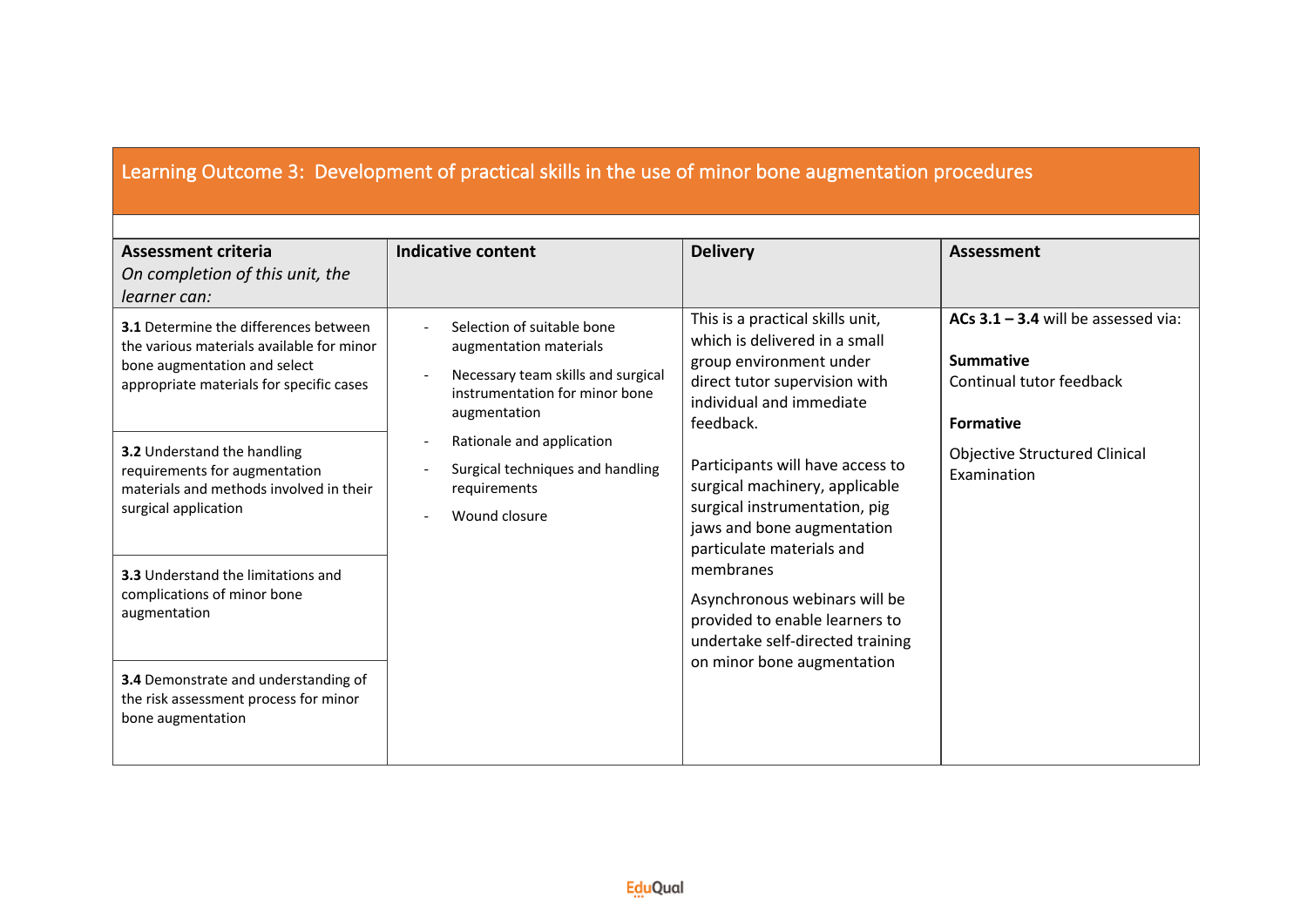## Learning Outcome 3: Development of practical skills in the use of minor bone augmentation procedures

| Assessment criteria<br>*On completion of this unit, the learner can:* | Indicative content | Delivery | Assessment |
|---|---|---|---|
| **3.1** Determine the differences between the various materials available for minor bone augmentation and select appropriate materials for specific cases | - Selection of suitable bone augmentation materials<br>- Necessary team skills and surgical instrumentation for minor bone augmentation<br>- Rationale and application<br>- Surgical techniques and handling requirements<br>- Wound closure | This is a practical skills unit, which is delivered in a small group environment under direct tutor supervision with individual and immediate feedback.<br><br>Participants will have access to surgical machinery, applicable surgical instrumentation, pig jaws and bone augmentation particulate materials and membranes<br><br>Asynchronous webinars will be provided to enable learners to undertake self-directed training on minor bone augmentation | **ACs 3.1 – 3.4** will be assessed via:<br><br>**Summative**<br>Continual tutor feedback<br><br>**Formative**<br>Objective Structured Clinical Examination |
| **3.2** Understand the handling requirements for augmentation materials and methods involved in their surgical application | | | |
| **3.3** Understand the limitations and complications of minor bone augmentation | | | |
| **3.4** Demonstrate and understanding of the risk assessment process for minor bone augmentation | | | |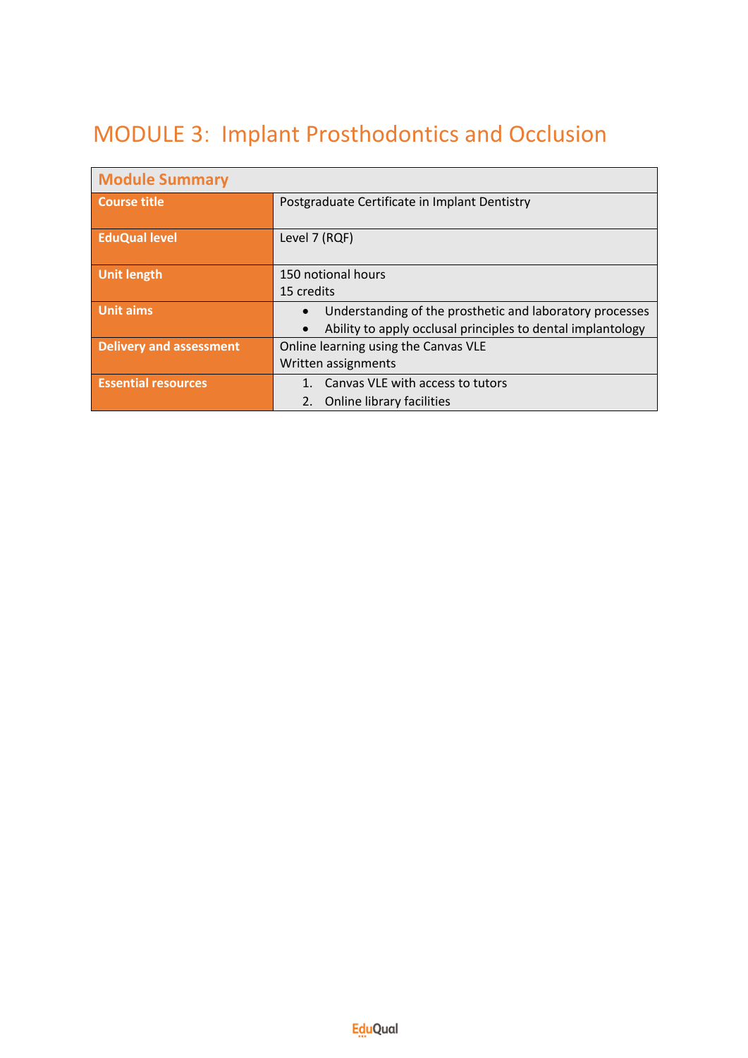# MODULE 3: Implant Prosthodontics and Occlusion

| Module Summary | |
|---|---|
| **Course title** | Postgraduate Certificate in Implant Dentistry |
| **EduQual level** | Level 7 (RQF) |
| **Unit length** | 150 notional hours<br>15 credits |
| **Unit aims** | • Understanding of the prosthetic and laboratory processes<br>• Ability to apply occlusal principles to dental implantology |
| **Delivery and assessment** | Online learning using the Canvas VLE<br>Written assignments |
| **Essential resources** | 1. Canvas VLE with access to tutors<br>2. Online library facilities |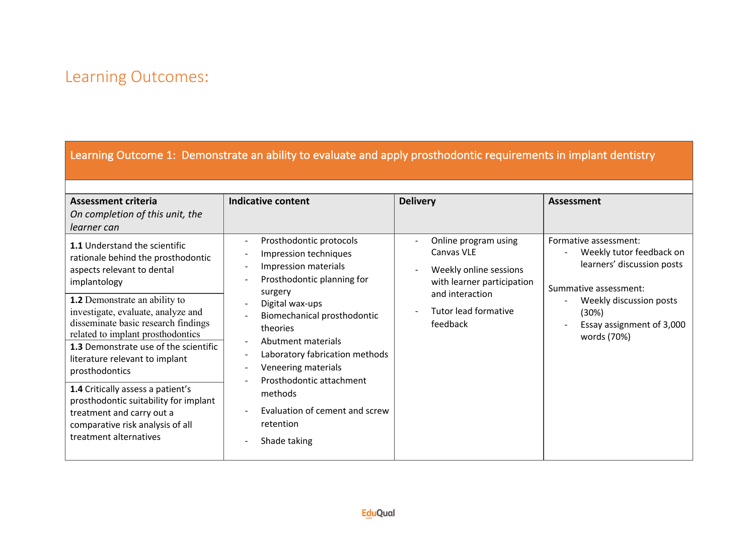## Learning Outcomes:

| Learning Outcome 1: Demonstrate an ability to evaluate and apply prosthodontic requirements in implant dentistry | | | |
|---|---|---|---|
| **Assessment criteria**<br>*On completion of this unit, the learner can* | **Indicative content** | **Delivery** | **Assessment** |
| **1.1** Understand the scientific rationale behind the prosthodontic aspects relevant to dental implantology<br><br>**1.2** Demonstrate an ability to investigate, evaluate, analyze and disseminate basic research findings related to implant prosthodontics<br><br>**1.3** Demonstrate use of the scientific literature relevant to implant prosthodontics<br><br>**1.4** Critically assess a patient's prosthodontic suitability for implant treatment and carry out a comparative risk analysis of all treatment alternatives | - Prosthodontic protocols<br>- Impression techniques<br>- Impression materials<br>- Prosthodontic planning for surgery<br>- Digital wax-ups<br>- Biomechanical prosthodontic theories<br>- Abutment materials<br>- Laboratory fabrication methods<br>- Veneering materials<br>- Prosthodontic attachment methods<br>- Evaluation of cement and screw retention<br>- Shade taking | - Online program using Canvas VLE<br>- Weekly online sessions with learner participation and interaction<br>- Tutor lead formative feedback | Formative assessment:<br>- Weekly tutor feedback on learners' discussion posts<br><br>Summative assessment:<br>- Weekly discussion posts (30%)<br>- Essay assignment of 3,000 words (70%) |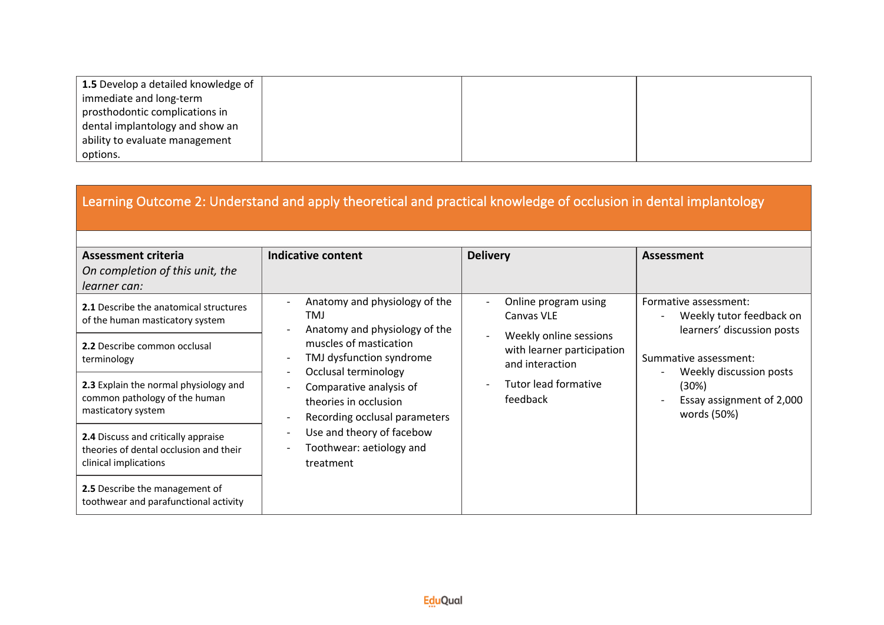| | | | |
|---|---|---|---|
| **1.5** Develop a detailed knowledge of immediate and long-term prosthodontic complications in dental implantology and show an ability to evaluate management options. | | | |

## Learning Outcome 2: Understand and apply theoretical and practical knowledge of occlusion in dental implantology

| **Assessment criteria** *On completion of this unit, the learner can:* | **Indicative content** | **Delivery** | **Assessment** |
|---|---|---|---|
| **2.1** Describe the anatomical structures of the human masticatory system | - Anatomy and physiology of the TMJ<br>- Anatomy and physiology of the muscles of mastication<br>- TMJ dysfunction syndrome<br>- Occlusal terminology<br>- Comparative analysis of theories in occlusion<br>- Recording occlusal parameters<br>- Use and theory of facebow<br>- Toothwear: aetiology and treatment | - Online program using Canvas VLE<br>- Weekly online sessions with learner participation and interaction<br>- Tutor lead formative feedback | Formative assessment:<br>- Weekly tutor feedback on learners' discussion posts<br><br>Summative assessment:<br>- Weekly discussion posts (30%)<br>- Essay assignment of 2,000 words (50%) |
| **2.2** Describe common occlusal terminology | | | |
| **2.3** Explain the normal physiology and common pathology of the human masticatory system | | | |
| **2.4** Discuss and critically appraise theories of dental occlusion and their clinical implications | | | |
| **2.5** Describe the management of toothwear and parafunctional activity | | | |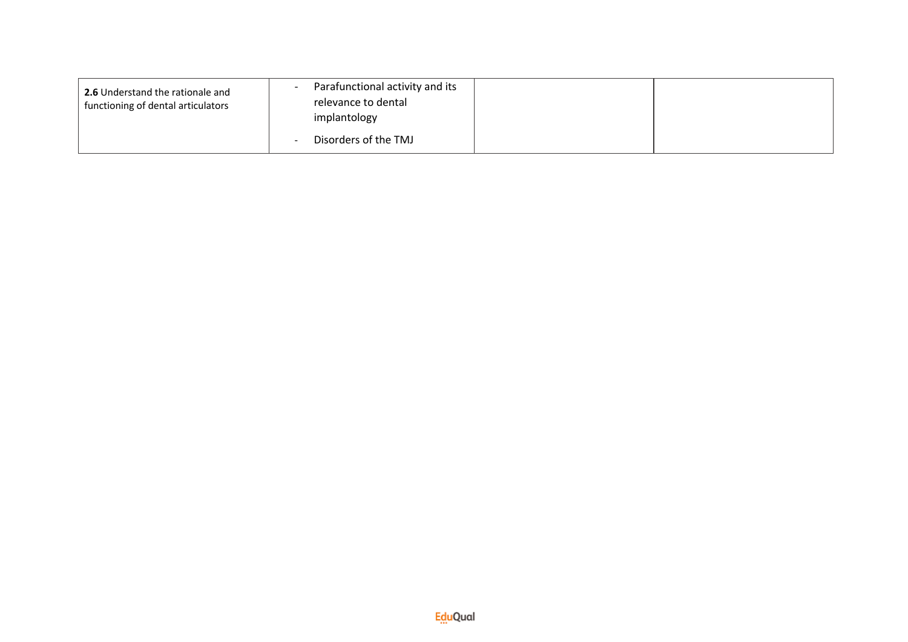| | | | |
|---|---|---|---|
| **2.6** Understand the rationale and functioning of dental articulators | - Parafunctional activity and its relevance to dental implantology<br>- Disorders of the TMJ | | |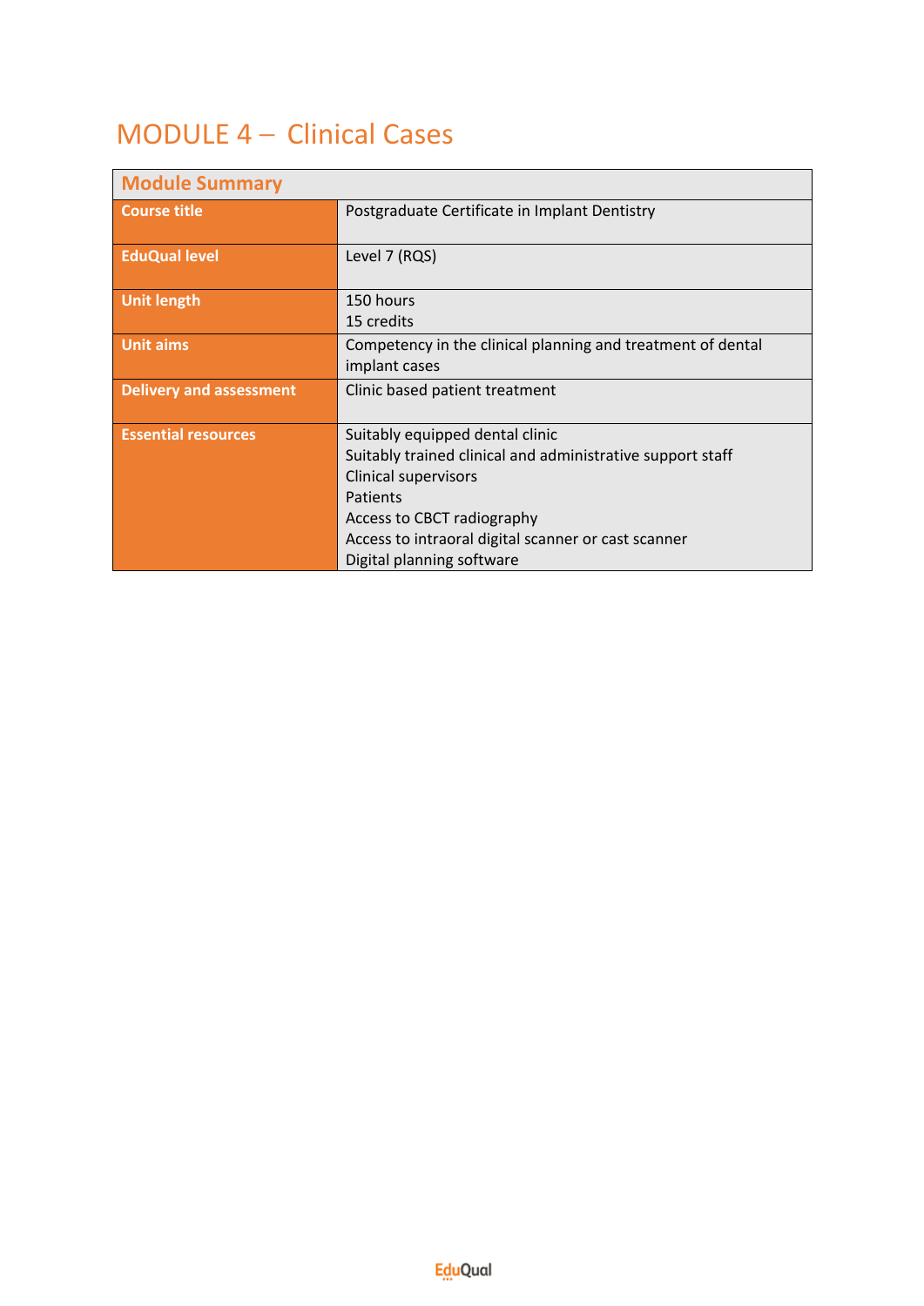# MODULE 4 – Clinical Cases

| Module Summary | |
|---|---|
| Course title | Postgraduate Certificate in Implant Dentistry |
| EduQual level | Level 7 (RQS) |
| Unit length | 150 hours<br>15 credits |
| Unit aims | Competency in the clinical planning and treatment of dental implant cases |
| Delivery and assessment | Clinic based patient treatment |
| Essential resources | Suitably equipped dental clinic<br>Suitably trained clinical and administrative support staff<br>Clinical supervisors<br>Patients<br>Access to CBCT radiography<br>Access to intraoral digital scanner or cast scanner<br>Digital planning software |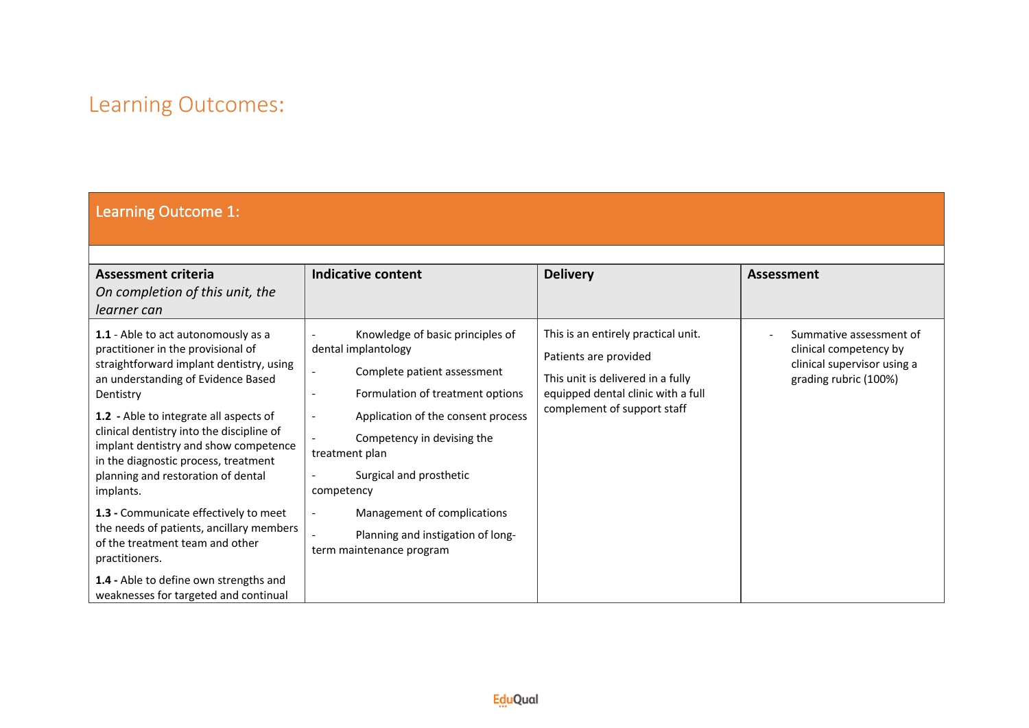## Learning Outcomes:

| Learning Outcome 1: | | | |
|---|---|---|---|
| **Assessment criteria**<br>*On completion of this unit, the learner can* | **Indicative content** | **Delivery** | **Assessment** |
| **1.1** - Able to act autonomously as a practitioner in the provisional of straightforward implant dentistry, using an understanding of Evidence Based Dentistry<br><br>**1.2 -** Able to integrate all aspects of clinical dentistry into the discipline of implant dentistry and show competence in the diagnostic process, treatment planning and restoration of dental implants.<br><br>**1.3 -** Communicate effectively to meet the needs of patients, ancillary members of the treatment team and other practitioners.<br><br>**1.4 -** Able to define own strengths and weaknesses for targeted and continual | - Knowledge of basic principles of dental implantology<br>- Complete patient assessment<br>- Formulation of treatment options<br>- Application of the consent process<br>- Competency in devising the treatment plan<br>- Surgical and prosthetic competency<br>- Management of complications<br>- Planning and instigation of long-term maintenance program | This is an entirely practical unit.<br><br>Patients are provided<br><br>This unit is delivered in a fully equipped dental clinic with a full complement of support staff | - Summative assessment of clinical competency by clinical supervisor using a grading rubric (100%) |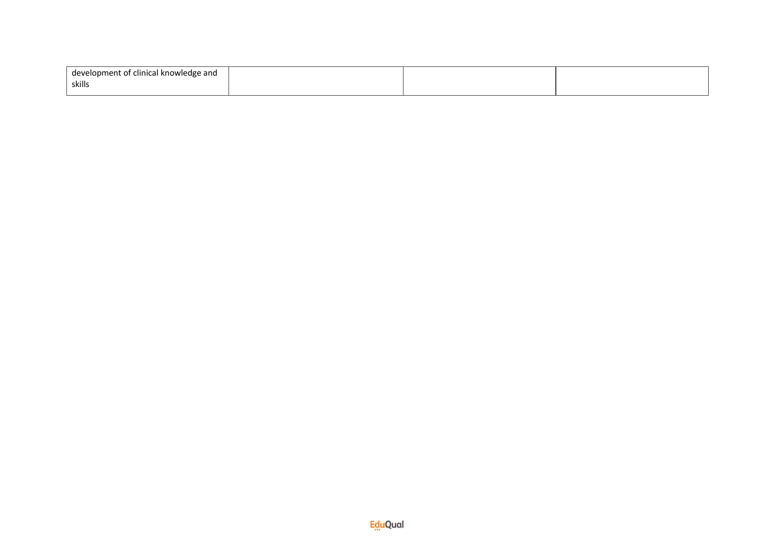| | | | |
|---|---|---|---|
| development of clinical knowledge and skills | | | |